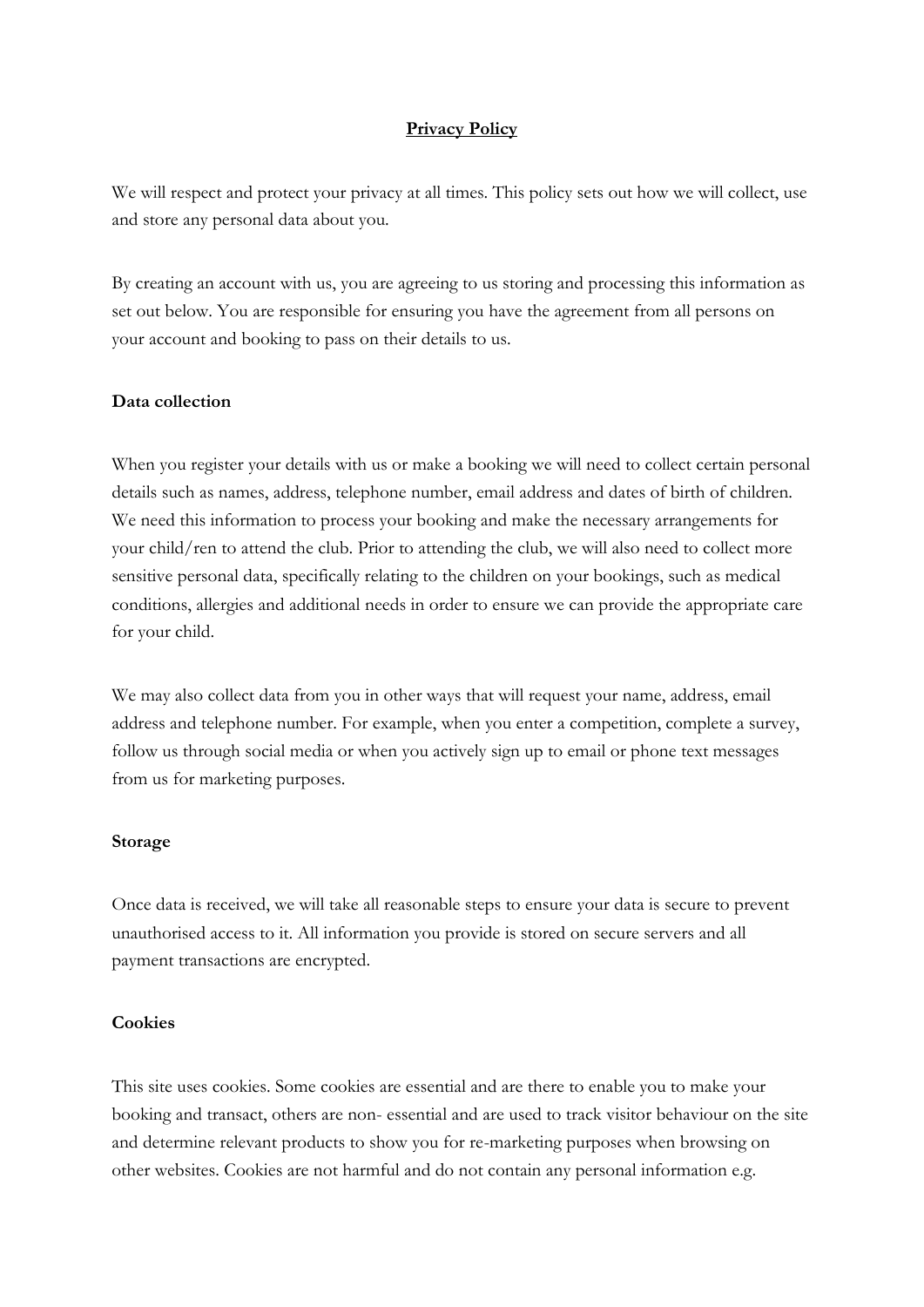# Privacy Policy

We will respect and protect your privacy at all times. This policy sets out how we will collect, use and store any personal data about you.

By creating an account with us, you are agreeing to us storing and processing this information as set out below. You are responsible for ensuring you have the agreement from all persons on your account and booking to pass on their details to us.

**Data collection**

When you register your details with us or make a booking we will need to collect certain personal details such as names, address, telephone number, email address and dates of birth of children. We need this information to process your booking and make the necessary arrangements for your child/ren to attend the club. Prior to attending the club, we will also need to collect more sensitive personal data, specifically relating to the children on your bookings, such as medical conditions, allergies and additional needs in order to ensure we can provide the appropriate care for your child.

We may also collect data from you in other ways that will request your name, address, email address and telephone number. For example, when you enter a competition, complete a survey, follow us through social media or when you actively sign up to email or phone text messages from us for marketing purposes.

**Storage**

Once data is received, we will take all reasonable steps to ensure your data is secure to prevent unauthorised access to it. All information you provide is stored on secure servers and all payment transactions are encrypted.

**Cookies**

This site uses cookies. Some cookies are essential and are there to enable you to make your booking and transact, others are non- essential and are used to track visitor behaviour on the site and determine relevant products to show you for re-marketing purposes when browsing on other websites. Cookies are not harmful and do not contain any personal information e.g.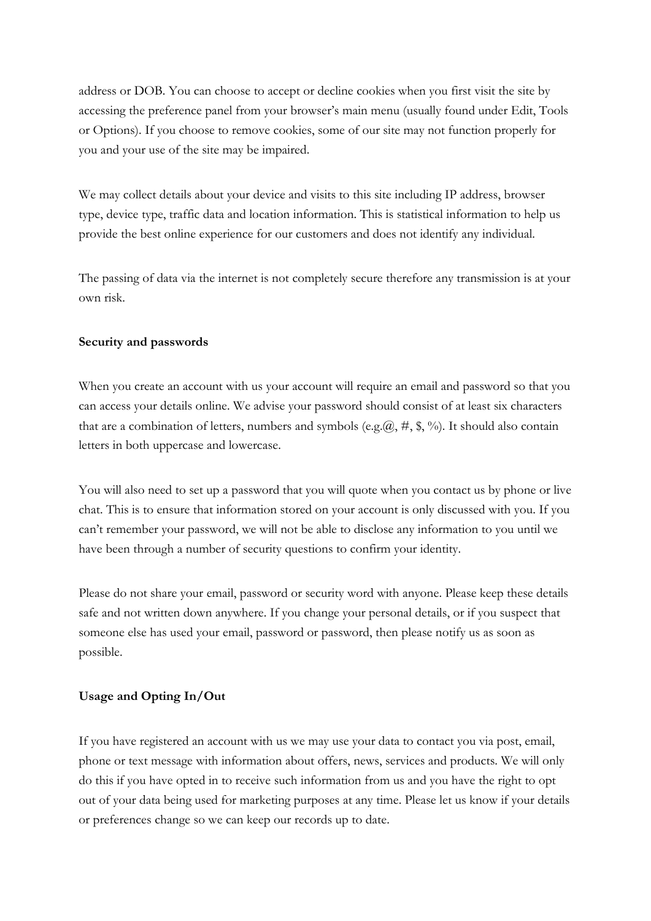address or DOB. You can choose to accept or decline cookies when you first visit the site by accessing the preference panel from your browser's main menu (usually found under Edit, Tools or Options). If you choose to remove cookies, some of our site may not function properly for you and your use of the site may be impaired.

We may collect details about your device and visits to this site including IP address, browser type, device type, traffic data and location information. This is statistical information to help us provide the best online experience for our customers and does not identify any individual.

The passing of data via the internet is not completely secure therefore any transmission is at your own risk.

**Security and passwords**

When you create an account with us your account will require an email and password so that you can access your details online. We advise your password should consist of at least six characters that are a combination of letters, numbers and symbols (e.g.@, #, $, %). It should also contain letters in both uppercase and lowercase.

You will also need to set up a password that you will quote when you contact us by phone or live chat. This is to ensure that information stored on your account is only discussed with you. If you can't remember your password, we will not be able to disclose any information to you until we have been through a number of security questions to confirm your identity.

Please do not share your email, password or security word with anyone. Please keep these details safe and not written down anywhere. If you change your personal details, or if you suspect that someone else has used your email, password or password, then please notify us as soon as possible.

**Usage and Opting In/Out**

If you have registered an account with us we may use your data to contact you via post, email, phone or text message with information about offers, news, services and products. We will only do this if you have opted in to receive such information from us and you have the right to opt out of your data being used for marketing purposes at any time. Please let us know if your details or preferences change so we can keep our records up to date.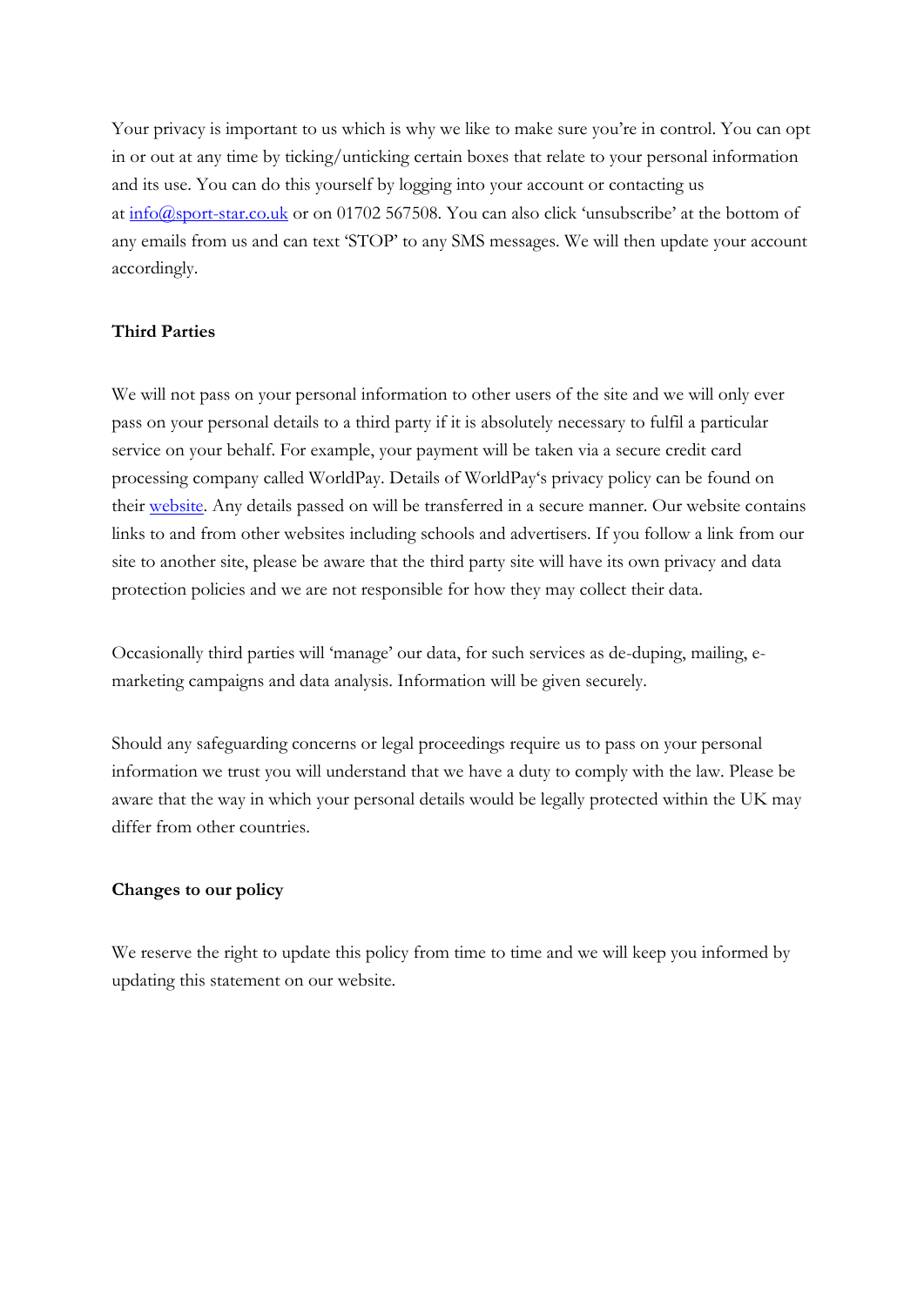Your privacy is important to us which is why we like to make sure you're in control. You can opt in or out at any time by ticking/unticking certain boxes that relate to your personal information and its use. You can do this yourself by logging into your account or contacting us at [info@sport-star.co.uk](mailto:info@sport-star.co.uk) or on 01702 567508. You can also click 'unsubscribe' at the bottom of any emails from us and can text 'STOP' to any SMS messages. We will then update your account accordingly.

**Third Parties**

We will not pass on your personal information to other users of the site and we will only ever pass on your personal details to a third party if it is absolutely necessary to fulfil a particular service on your behalf. For example, your payment will be taken via a secure credit card processing company called WorldPay. Details of WorldPay's privacy policy can be found on their website. Any details passed on will be transferred in a secure manner. Our website contains links to and from other websites including schools and advertisers. If you follow a link from our site to another site, please be aware that the third party site will have its own privacy and data protection policies and we are not responsible for how they may collect their data.

Occasionally third parties will 'manage' our data, for such services as de-duping, mailing, e-marketing campaigns and data analysis. Information will be given securely.

Should any safeguarding concerns or legal proceedings require us to pass on your personal information we trust you will understand that we have a duty to comply with the law. Please be aware that the way in which your personal details would be legally protected within the UK may differ from other countries.

**Changes to our policy**

We reserve the right to update this policy from time to time and we will keep you informed by updating this statement on our website.